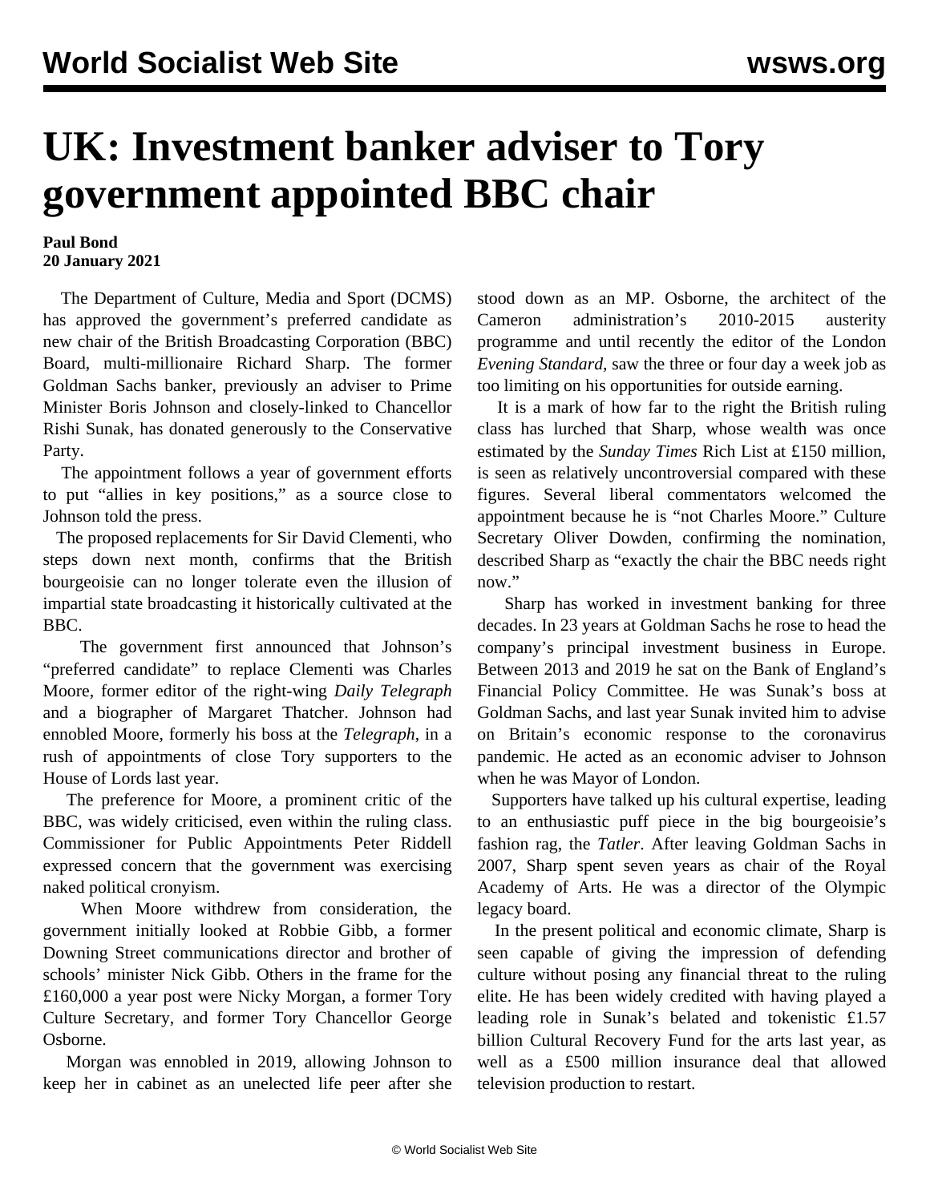# UK: Investment banker adviser to Tory government appointed BBC chair

**Paul Bond**
**20 January 2021**

The Department of Culture, Media and Sport (DCMS) has approved the government's preferred candidate as new chair of the British Broadcasting Corporation (BBC) Board, multi-millionaire Richard Sharp. The former Goldman Sachs banker, previously an adviser to Prime Minister Boris Johnson and closely-linked to Chancellor Rishi Sunak, has donated generously to the Conservative Party.

The appointment follows a year of government efforts to put "allies in key positions," as a source close to Johnson told the press.

The proposed replacements for Sir David Clementi, who steps down next month, confirms that the British bourgeoisie can no longer tolerate even the illusion of impartial state broadcasting it historically cultivated at the BBC.

The government first announced that Johnson's "preferred candidate" to replace Clementi was Charles Moore, former editor of the right-wing *Daily Telegraph* and a biographer of Margaret Thatcher. Johnson had ennobled Moore, formerly his boss at the *Telegraph*, in a rush of appointments of close Tory supporters to the House of Lords last year.

The preference for Moore, a prominent critic of the BBC, was widely criticised, even within the ruling class. Commissioner for Public Appointments Peter Riddell expressed concern that the government was exercising naked political cronyism.

When Moore withdrew from consideration, the government initially looked at Robbie Gibb, a former Downing Street communications director and brother of schools' minister Nick Gibb. Others in the frame for the £160,000 a year post were Nicky Morgan, a former Tory Culture Secretary, and former Tory Chancellor George Osborne.

Morgan was ennobled in 2019, allowing Johnson to keep her in cabinet as an unelected life peer after she stood down as an MP. Osborne, the architect of the Cameron administration's 2010-2015 austerity programme and until recently the editor of the London *Evening Standard*, saw the three or four day a week job as too limiting on his opportunities for outside earning.

It is a mark of how far to the right the British ruling class has lurched that Sharp, whose wealth was once estimated by the *Sunday Times* Rich List at £150 million, is seen as relatively uncontroversial compared with these figures. Several liberal commentators welcomed the appointment because he is "not Charles Moore." Culture Secretary Oliver Dowden, confirming the nomination, described Sharp as "exactly the chair the BBC needs right now."

Sharp has worked in investment banking for three decades. In 23 years at Goldman Sachs he rose to head the company's principal investment business in Europe. Between 2013 and 2019 he sat on the Bank of England's Financial Policy Committee. He was Sunak's boss at Goldman Sachs, and last year Sunak invited him to advise on Britain's economic response to the coronavirus pandemic. He acted as an economic adviser to Johnson when he was Mayor of London.

Supporters have talked up his cultural expertise, leading to an enthusiastic puff piece in the big bourgeoisie's fashion rag, the *Tatler*. After leaving Goldman Sachs in 2007, Sharp spent seven years as chair of the Royal Academy of Arts. He was a director of the Olympic legacy board.

In the present political and economic climate, Sharp is seen capable of giving the impression of defending culture without posing any financial threat to the ruling elite. He has been widely credited with having played a leading role in Sunak's belated and tokenistic £1.57 billion Cultural Recovery Fund for the arts last year, as well as a £500 million insurance deal that allowed television production to restart.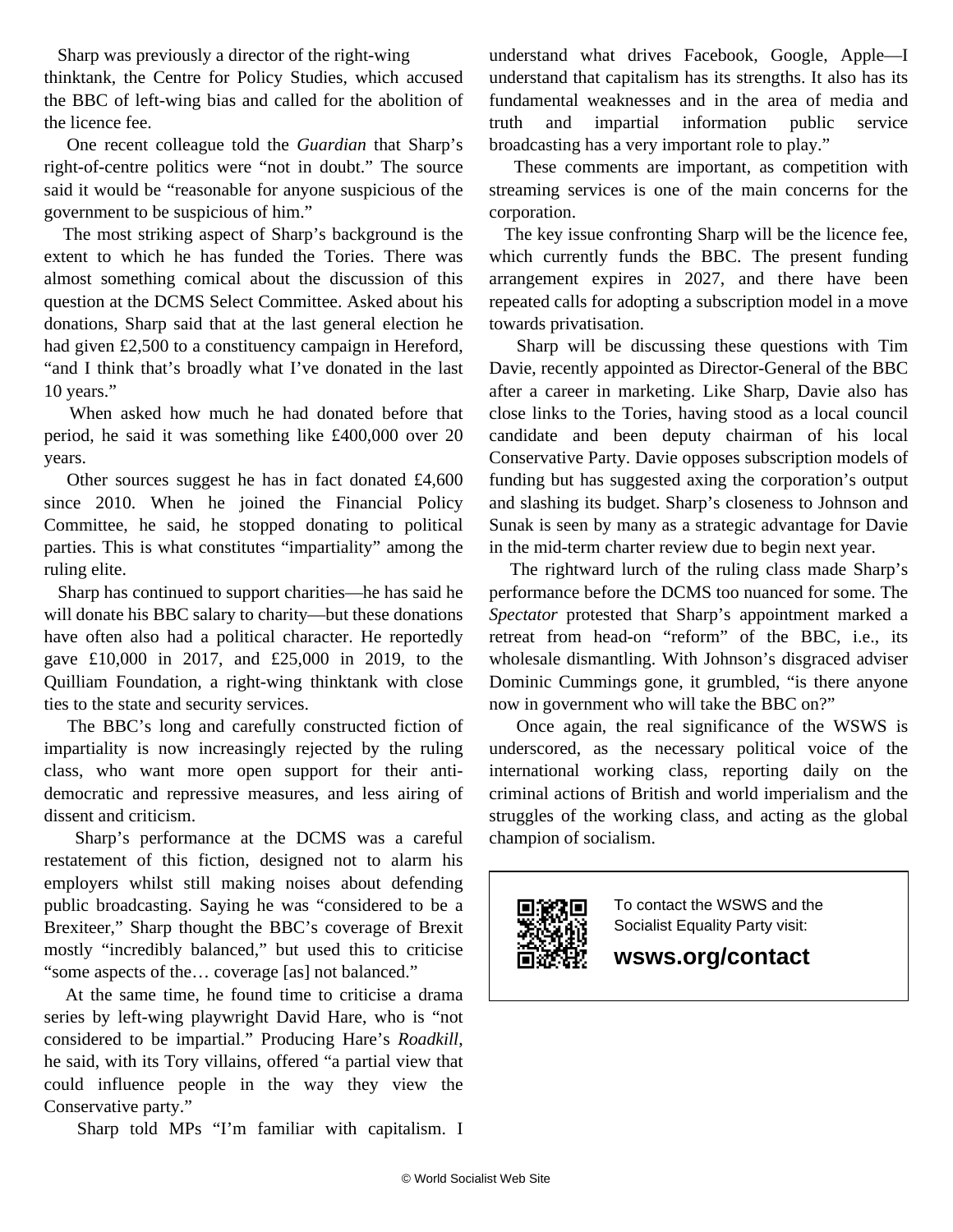Sharp was previously a director of the right-wing thinktank, the Centre for Policy Studies, which accused the BBC of left-wing bias and called for the abolition of the licence fee.

One recent colleague told the *Guardian* that Sharp's right-of-centre politics were "not in doubt." The source said it would be "reasonable for anyone suspicious of the government to be suspicious of him."

The most striking aspect of Sharp's background is the extent to which he has funded the Tories. There was almost something comical about the discussion of this question at the DCMS Select Committee. Asked about his donations, Sharp said that at the last general election he had given £2,500 to a constituency campaign in Hereford, "and I think that's broadly what I've donated in the last 10 years."

When asked how much he had donated before that period, he said it was something like £400,000 over 20 years.

Other sources suggest he has in fact donated £4,600 since 2010. When he joined the Financial Policy Committee, he said, he stopped donating to political parties. This is what constitutes "impartiality" among the ruling elite.

Sharp has continued to support charities—he has said he will donate his BBC salary to charity—but these donations have often also had a political character. He reportedly gave £10,000 in 2017, and £25,000 in 2019, to the Quilliam Foundation, a right-wing thinktank with close ties to the state and security services.

The BBC's long and carefully constructed fiction of impartiality is now increasingly rejected by the ruling class, who want more open support for their anti-democratic and repressive measures, and less airing of dissent and criticism.

Sharp's performance at the DCMS was a careful restatement of this fiction, designed not to alarm his employers whilst still making noises about defending public broadcasting. Saying he was "considered to be a Brexiteer," Sharp thought the BBC's coverage of Brexit mostly "incredibly balanced," but used this to criticise "some aspects of the… coverage [as] not balanced."

At the same time, he found time to criticise a drama series by left-wing playwright David Hare, who is "not considered to be impartial." Producing Hare's *Roadkill*, he said, with its Tory villains, offered "a partial view that could influence people in the way they view the Conservative party."

Sharp told MPs "I'm familiar with capitalism. I understand what drives Facebook, Google, Apple—I understand that capitalism has its strengths. It also has its fundamental weaknesses and in the area of media and truth and impartial information public service broadcasting has a very important role to play."

These comments are important, as competition with streaming services is one of the main concerns for the corporation.

The key issue confronting Sharp will be the licence fee, which currently funds the BBC. The present funding arrangement expires in 2027, and there have been repeated calls for adopting a subscription model in a move towards privatisation.

Sharp will be discussing these questions with Tim Davie, recently appointed as Director-General of the BBC after a career in marketing. Like Sharp, Davie also has close links to the Tories, having stood as a local council candidate and been deputy chairman of his local Conservative Party. Davie opposes subscription models of funding but has suggested axing the corporation's output and slashing its budget. Sharp's closeness to Johnson and Sunak is seen by many as a strategic advantage for Davie in the mid-term charter review due to begin next year.

The rightward lurch of the ruling class made Sharp's performance before the DCMS too nuanced for some. The *Spectator* protested that Sharp's appointment marked a retreat from head-on "reform" of the BBC, i.e., its wholesale dismantling. With Johnson's disgraced adviser Dominic Cummings gone, it grumbled, "is there anyone now in government who will take the BBC on?"

Once again, the real significance of the WSWS is underscored, as the necessary political voice of the international working class, reporting daily on the criminal actions of British and world imperialism and the struggles of the working class, and acting as the global champion of socialism.

To contact the WSWS and the Socialist Equality Party visit:

**wsws.org/contact**